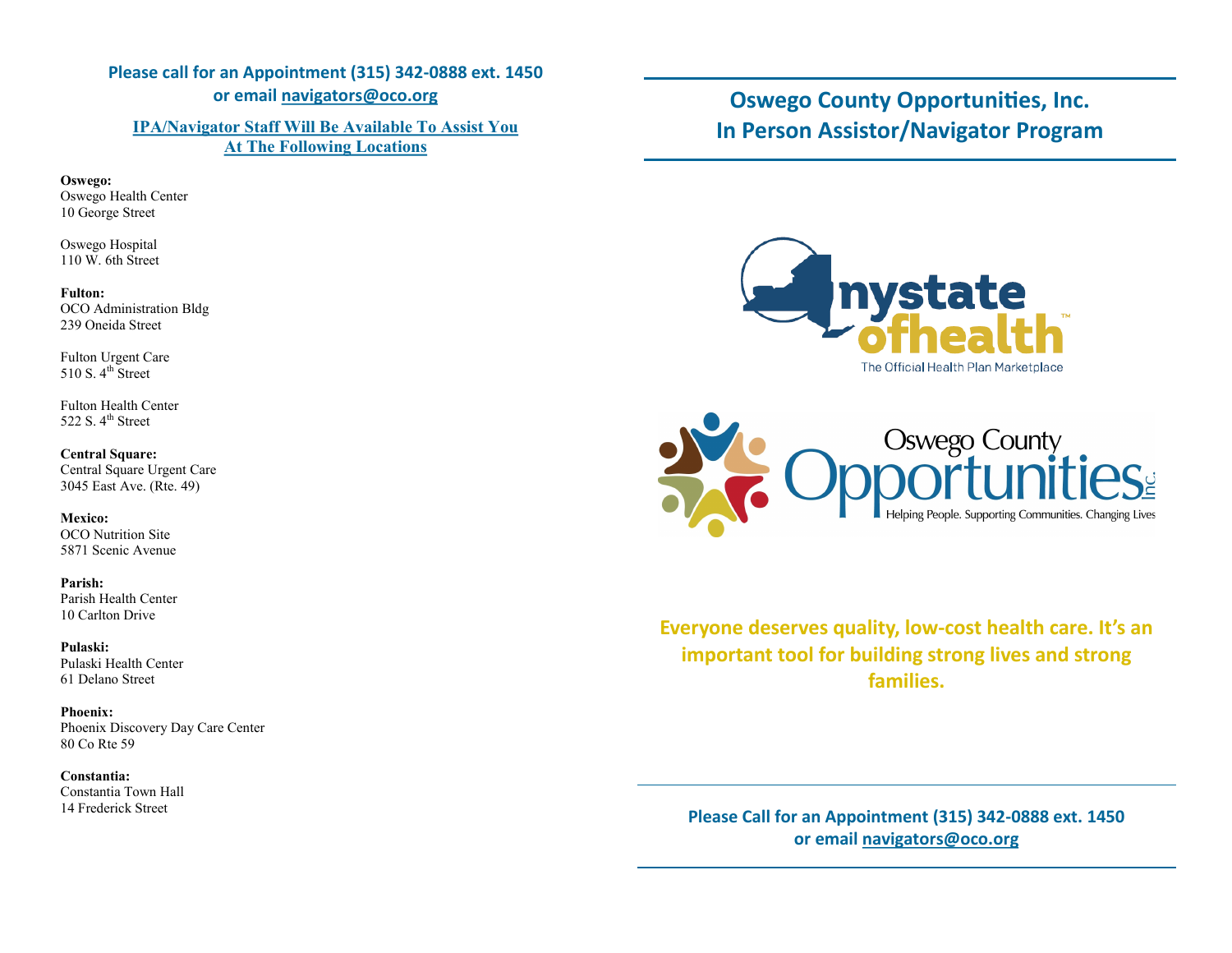**Please call for an Appointment (315) 342-0888 ext. 1450**
**or email navigators@oco.org**

**IPA/Navigator Staff Will Be Available To Assist You At The Following Locations**

**Oswego:**
Oswego Health Center
10 George Street

Oswego Hospital
110 W. 6th Street

**Fulton:**
OCO Administration Bldg
239 Oneida Street

Fulton Urgent Care
510 S. 4th Street

Fulton Health Center
522 S. 4th Street

**Central Square:**
Central Square Urgent Care
3045 East Ave. (Rte. 49)

**Mexico:**
OCO Nutrition Site
5871 Scenic Avenue

**Parish:**
Parish Health Center
10 Carlton Drive

**Pulaski:**
Pulaski Health Center
61 Delano Street

**Phoenix:**
Phoenix Discovery Day Care Center
80 Co Rte 59

**Constantia:**
Constantia Town Hall
14 Frederick Street

# Oswego County Opportunities, Inc.
# In Person Assistor/Navigator Program

nystate ofhealth™
The Official Health Plan Marketplace

Oswego County Opportunities Inc.
Helping People. Supporting Communities. Changing Lives

**Everyone deserves quality, low-cost health care. It's an important tool for building strong lives and strong families.**

**Please Call for an Appointment (315) 342-0888 ext. 1450**
**or email navigators@oco.org**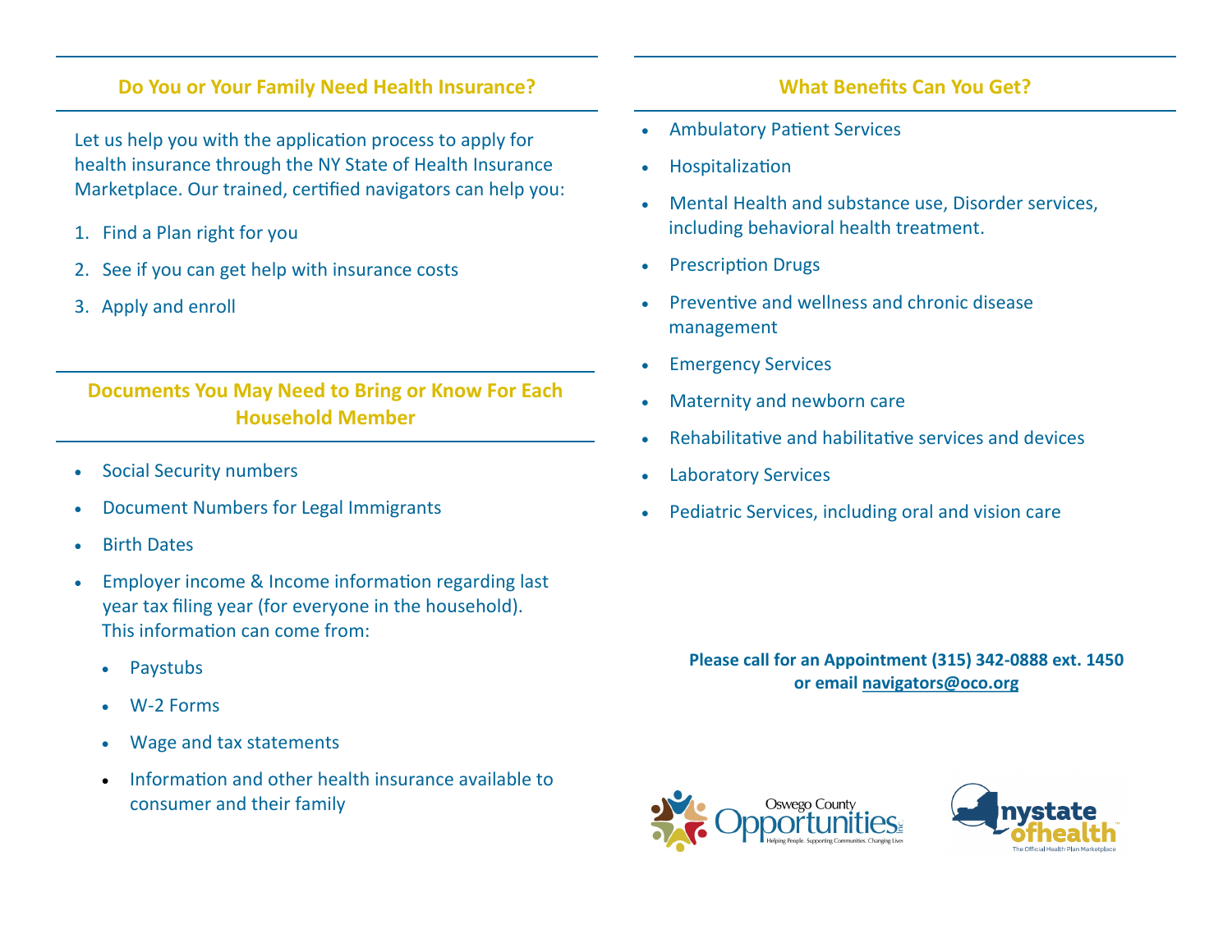## Do You or Your Family Need Health Insurance?

Let us help you with the application process to apply for health insurance through the NY State of Health Insurance Marketplace. Our trained, certified navigators can help you:

1. Find a Plan right for you
2. See if you can get help with insurance costs
3. Apply and enroll

## Documents You May Need to Bring or Know For Each Household Member

- Social Security numbers
- Document Numbers for Legal Immigrants
- Birth Dates
- Employer income & Income information regarding last year tax filing year (for everyone in the household). This information can come from:
    - Paystubs
    - W-2 Forms
    - Wage and tax statements
    - Information and other health insurance available to consumer and their family

## What Benefits Can You Get?

- Ambulatory Patient Services
- Hospitalization
- Mental Health and substance use, Disorder services, including behavioral health treatment.
- Prescription Drugs
- Preventive and wellness and chronic disease management
- Emergency Services
- Maternity and newborn care
- Rehabilitative and habilitative services and devices
- Laboratory Services
- Pediatric Services, including oral and vision care

**Please call for an Appointment (315) 342-0888 ext. 1450 or email navigators@oco.org**

Oswego County Opportunities Inc. Helping People. Supporting Communities. Changing Lives

nystate ofhealth The Official Health Plan Marketplace